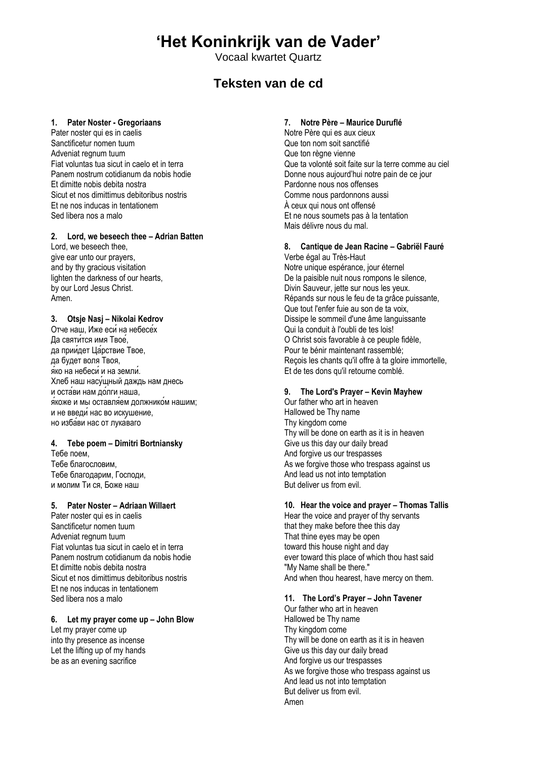# ‘Het Koninkrijk van de Vader’

Vocaal kwartet Quartz

## Teksten van de cd

**1. Pater Noster - Gregoriaans**

Pater noster qui es in caelis
Sanctificetur nomen tuum
Adveniat regnum tuum
Fiat voluntas tua sicut in caelo et in terra
Panem nostrum cotidianum da nobis hodie
Et dimitte nobis debita nostra
Sicut et nos dimittimus debitoribus nostris
Et ne nos inducas in tentationem
Sed libera nos a malo

**2. Lord, we beseech thee – Adrian Batten**

Lord, we beseech thee,
give ear unto our prayers,
and by thy gracious visitation
lighten the darkness of our hearts,
by our Lord Jesus Christ.
Amen.

**3. Otsje Nasj – Nikolai Kedrov**

Отче наш, Иже еси́ на небесе́х
Да святи́тся имя Твое́,
да прии́дет Ца́рствие Твое,
да будет воля Твоя,
я́ко на небеси́ и на земли́.
Хлеб наш насу́щный даждь нам днесь
и оста́ви нам до́лги наша,
я́коже и мы оставля́ем должнико́м нашим;
и не введи́ нас во искушение,
но изба́ви нас от лука́ваго

**4. Tebe poem – Dimitri Bortniansky**

Тебе поем,
Тебе благословим,
Тебе благодарим, Господи,
и молим Ти ся, Боже наш

**5. Pater Noster – Adriaan Willaert**

Pater noster qui es in caelis
Sanctificetur nomen tuum
Adveniat regnum tuum
Fiat voluntas tua sicut in caelo et in terra
Panem nostrum cotidianum da nobis hodie
Et dimitte nobis debita nostra
Sicut et nos dimittimus debitoribus nostris
Et ne nos inducas in tentationem
Sed libera nos a malo

**6. Let my prayer come up – John Blow**

Let my prayer come up
into thy presence as incense
Let the lifting up of my hands
be as an evening sacrifice

**7. Notre Père – Maurice Duruflé**

Notre Père qui es aux cieux
Que ton nom soit sanctifié
Que ton règne vienne
Que ta volonté soit faite sur la terre comme au ciel
Donne nous aujourd'hui notre pain de ce jour
Pardonne nous nos offenses
Comme nous pardonnons aussi
À ceux qui nous ont offensé
Et ne nous soumets pas à la tentation
Mais délivre nous du mal.

**8. Cantique de Jean Racine – Gabriël Fauré**

Verbe égal au Très-Haut
Notre unique espérance, jour éternel
De la paisible nuit nous rompons le silence,
Divin Sauveur, jette sur nous les yeux.
Répands sur nous le feu de ta grâce puissante,
Que tout l'enfer fuie au son de ta voix,
Dissipe le sommeil d'une âme languissante
Qui la conduit à l'oubli de tes lois!
O Christ sois favorable à ce peuple fidèle,
Pour te bénir maintenant rassemblé;
Reçois les chants qu'il offre à ta gloire immortelle,
Et de tes dons qu'il retourne comblé.

**9. The Lord's Prayer – Kevin Mayhew**

Our father who art in heaven
Hallowed be Thy name
Thy kingdom come
Thy will be done on earth as it is in heaven
Give us this day our daily bread
And forgive us our trespasses
As we forgive those who trespass against us
And lead us not into temptation
But deliver us from evil.

**10. Hear the voice and prayer – Thomas Tallis**

Hear the voice and prayer of thy servants
that they make before thee this day
That thine eyes may be open
toward this house night and day
ever toward this place of which thou hast said
"My Name shall be there."
And when thou hearest, have mercy on them.

**11. The Lord's Prayer – John Tavener**

Our father who art in heaven
Hallowed be Thy name
Thy kingdom come
Thy will be done on earth as it is in heaven
Give us this day our daily bread
And forgive us our trespasses
As we forgive those who trespass against us
And lead us not into temptation
But deliver us from evil.
Amen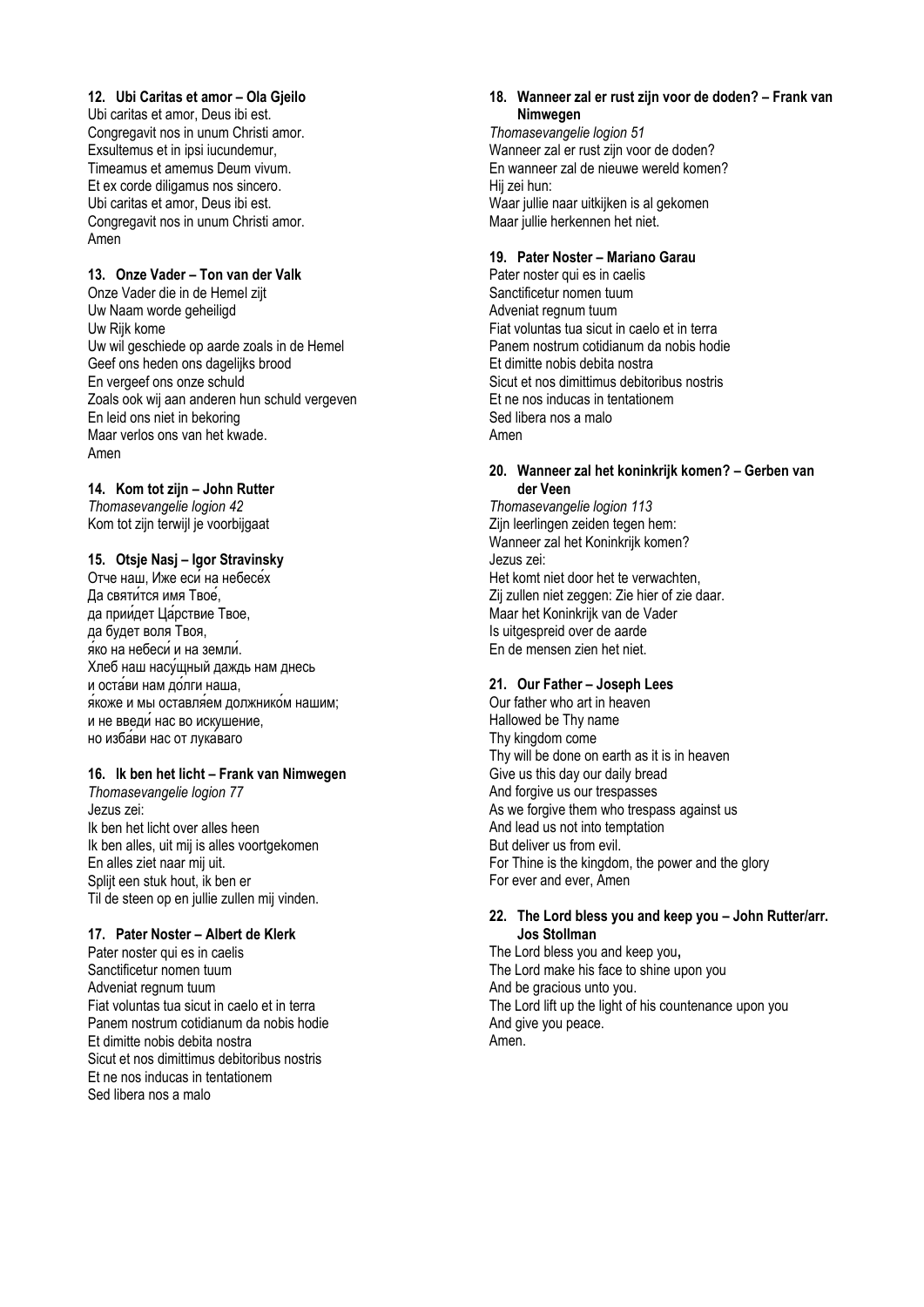**12. Ubi Caritas et amor – Ola Gjeilo**

Ubi caritas et amor, Deus ibi est.
Congregavit nos in unum Christi amor.
Exsultemus et in ipsi iucundemur,
Timeamus et amemus Deum vivum.
Et ex corde diligamus nos sincero.
Ubi caritas et amor, Deus ibi est.
Congregavit nos in unum Christi amor.
Amen

**13. Onze Vader – Ton van der Valk**

Onze Vader die in de Hemel zijt
Uw Naam worde geheiligd
Uw Rijk kome
Uw wil geschiede op aarde zoals in de Hemel
Geef ons heden ons dagelijks brood
En vergeef ons onze schuld
Zoals ook wij aan anderen hun schuld vergeven
En leid ons niet in bekoring
Maar verlos ons van het kwade.
Amen

**14. Kom tot zijn – John Rutter**

*Thomasevangelie logion 42*
Kom tot zijn terwijl je voorbijgaat

**15. Otsje Nasj – Igor Stravinsky**

Отче наш, Иже еси́ на небесе́х
Да святи́тся имя Твое́,
да прии́дет Ца́рствие Твое,
да будет воля Твоя,
я́ко на небеси́ и на земли́.
Хлеб наш насу́щный даждь нам днесь
и оста́ви нам до́лги наша,
я́коже и мы оставля́ем должнико́м нашим;
и не введи́ нас во искушение,
но изба́ви нас от лука́ваго

**16. Ik ben het licht – Frank van Nimwegen**

*Thomasevangelie logion 77*
Jezus zei:
Ik ben het licht over alles heen
Ik ben alles, uit mij is alles voortgekomen
En alles ziet naar mij uit.
Splijt een stuk hout, ik ben er
Til de steen op en jullie zullen mij vinden.

**17. Pater Noster – Albert de Klerk**

Pater noster qui es in caelis
Sanctificetur nomen tuum
Adveniat regnum tuum
Fiat voluntas tua sicut in caelo et in terra
Panem nostrum cotidianum da nobis hodie
Et dimitte nobis debita nostra
Sicut et nos dimittimus debitoribus nostris
Et ne nos inducas in tentationem
Sed libera nos a malo

**18. Wanneer zal er rust zijn voor de doden? – Frank van Nimwegen**

*Thomasevangelie logion 51*
Wanneer zal er rust zijn voor de doden?
En wanneer zal de nieuwe wereld komen?
Hij zei hun:
Waar jullie naar uitkijken is al gekomen
Maar jullie herkennen het niet.

**19. Pater Noster – Mariano Garau**

Pater noster qui es in caelis
Sanctificetur nomen tuum
Adveniat regnum tuum
Fiat voluntas tua sicut in caelo et in terra
Panem nostrum cotidianum da nobis hodie
Et dimitte nobis debita nostra
Sicut et nos dimittimus debitoribus nostris
Et ne nos inducas in tentationem
Sed libera nos a malo
Amen

**20. Wanneer zal het koninkrijk komen? – Gerben van der Veen**

*Thomasevangelie logion 113*
Zijn leerlingen zeiden tegen hem:
Wanneer zal het Koninkrijk komen?
Jezus zei:
Het komt niet door het te verwachten,
Zij zullen niet zeggen: Zie hier of zie daar.
Maar het Koninkrijk van de Vader
Is uitgespreid over de aarde
En de mensen zien het niet.

**21. Our Father – Joseph Lees**

Our father who art in heaven
Hallowed be Thy name
Thy kingdom come
Thy will be done on earth as it is in heaven
Give us this day our daily bread
And forgive us our trespasses
As we forgive them who trespass against us
And lead us not into temptation
But deliver us from evil.
For Thine is the kingdom, the power and the glory
For ever and ever, Amen

**22. The Lord bless you and keep you – John Rutter/arr. Jos Stollman**

The Lord bless you and keep you,
The Lord make his face to shine upon you
And be gracious unto you.
The Lord lift up the light of his countenance upon you
And give you peace.
Amen.